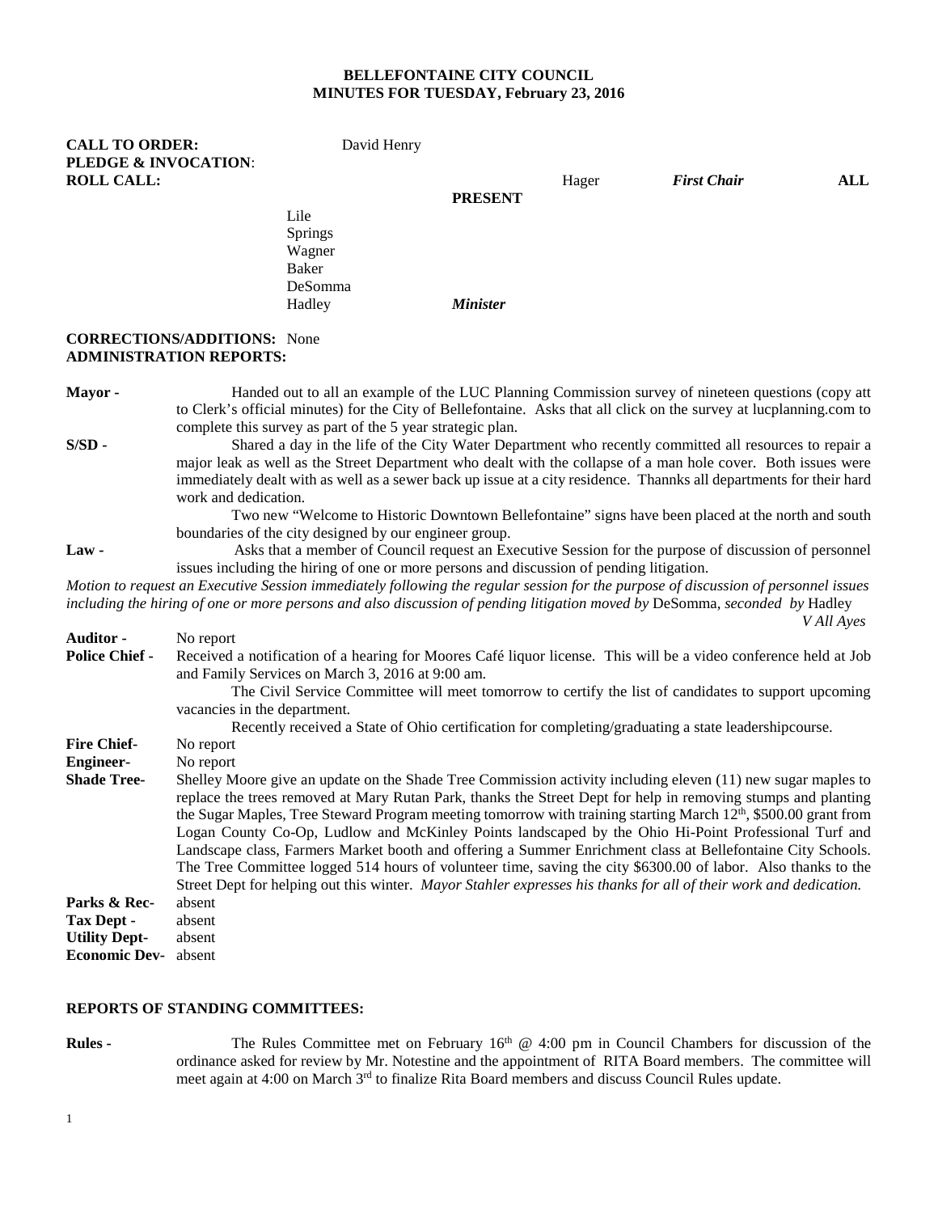**BELLEFONTAINE CITY COUNCIL**
**MINUTES FOR TUESDAY, February 23, 2016**

**CALL TO ORDER:** David Henry
**PLEDGE & INVOCATION**:
**ROLL CALL:** Hager *First Chair* **ALL PRESENT**

Lile
Springs
Wagner
Baker
DeSomma
Hadley *Minister*

**CORRECTIONS/ADDITIONS:** None
**ADMINISTRATION REPORTS:**

**Mayor -** Handed out to all an example of the LUC Planning Commission survey of nineteen questions (copy att to Clerk's official minutes) for the City of Bellefontaine. Asks that all click on the survey at lucplanning.com to complete this survey as part of the 5 year strategic plan.

**S/SD -** Shared a day in the life of the City Water Department who recently committed all resources to repair a major leak as well as the Street Department who dealt with the collapse of a man hole cover. Both issues were immediately dealt with as well as a sewer back up issue at a city residence. Thannks all departments for their hard work and dedication.

Two new "Welcome to Historic Downtown Bellefontaine" signs have been placed at the north and south boundaries of the city designed by our engineer group.

**Law -** Asks that a member of Council request an Executive Session for the purpose of discussion of personnel issues including the hiring of one or more persons and discussion of pending litigation.

*Motion to request an Executive Session immediately following the regular session for the purpose of discussion of personnel issues including the hiring of one or more persons and also discussion of pending litigation moved by* DeSomma*, seconded by* Hadley
*V All Ayes*

**Auditor -** No report

**Police Chief -** Received a notification of a hearing for Moores Café liquor license. This will be a video conference held at Job and Family Services on March 3, 2016 at 9:00 am.

The Civil Service Committee will meet tomorrow to certify the list of candidates to support upcoming vacancies in the department.

Recently received a State of Ohio certification for completing/graduating a state leadershipcourse.

**Fire Chief-** No report

**Engineer-** No report

**Shade Tree-** Shelley Moore give an update on the Shade Tree Commission activity including eleven (11) new sugar maples to replace the trees removed at Mary Rutan Park, thanks the Street Dept for help in removing stumps and planting the Sugar Maples, Tree Steward Program meeting tomorrow with training starting March 12th, $500.00 grant from Logan County Co-Op, Ludlow and McKinley Points landscaped by the Ohio Hi-Point Professional Turf and Landscape class, Farmers Market booth and offering a Summer Enrichment class at Bellefontaine City Schools. The Tree Committee logged 514 hours of volunteer time, saving the city $6300.00 of labor. Also thanks to the Street Dept for helping out this winter. *Mayor Stahler expresses his thanks for all of their work and dedication.*

**Parks & Rec-** absent

**Tax Dept -** absent

**Utility Dept-** absent

**Economic Dev-** absent

**REPORTS OF STANDING COMMITTEES:**

**Rules -** The Rules Committee met on February 16th @ 4:00 pm in Council Chambers for discussion of the ordinance asked for review by Mr. Notestine and the appointment of RITA Board members. The committee will meet again at 4:00 on March 3rd to finalize Rita Board members and discuss Council Rules update.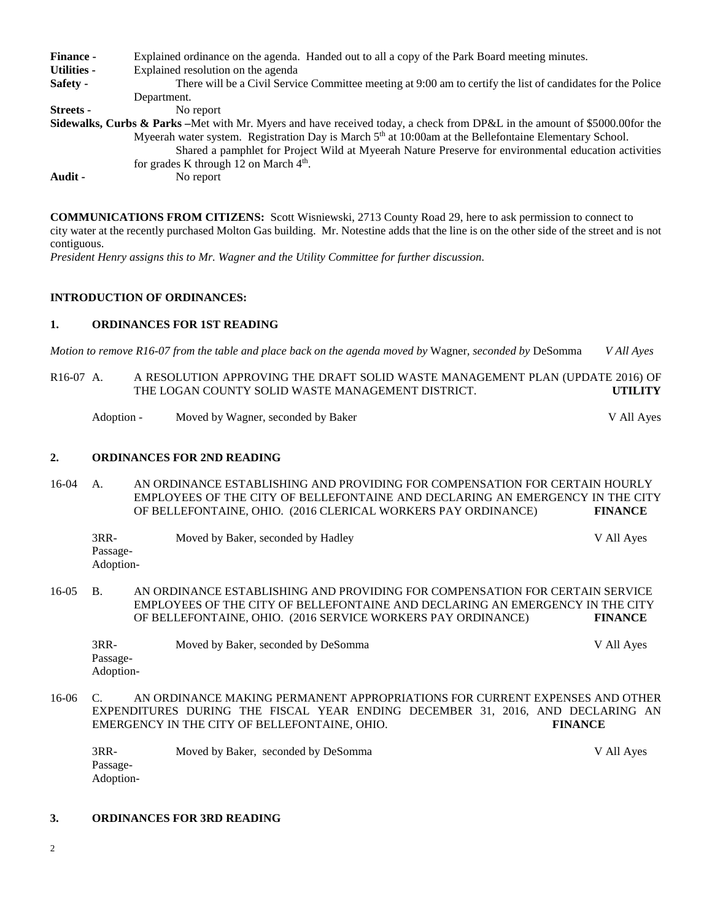**Finance -** Explained ordinance on the agenda. Handed out to all a copy of the Park Board meeting minutes.
**Utilities -** Explained resolution on the agenda
**Safety -** There will be a Civil Service Committee meeting at 9:00 am to certify the list of candidates for the Police Department.
**Streets -** No report
**Sidewalks, Curbs & Parks –**Met with Mr. Myers and have received today, a check from DP&L in the amount of $5000.00for the Myeerah water system. Registration Day is March 5th at 10:00am at the Bellefontaine Elementary School.
Shared a pamphlet for Project Wild at Myeerah Nature Preserve for environmental education activities for grades K through 12 on March 4th.
**Audit -** No report

**COMMUNICATIONS FROM CITIZENS:** Scott Wisniewski, 2713 County Road 29, here to ask permission to connect to city water at the recently purchased Molton Gas building. Mr. Notestine adds that the line is on the other side of the street and is not contiguous.
*President Henry assigns this to Mr. Wagner and the Utility Committee for further discussion.*

**INTRODUCTION OF ORDINANCES:**

**1. ORDINANCES FOR 1ST READING**

*Motion to remove R16-07 from the table and place back on the agenda moved by* Wagner*, seconded by* DeSomma *V All Ayes*

R16-07 A. A RESOLUTION APPROVING THE DRAFT SOLID WASTE MANAGEMENT PLAN (UPDATE 2016) OF THE LOGAN COUNTY SOLID WASTE MANAGEMENT DISTRICT. **UTILITY**

Adoption - Moved by Wagner, seconded by Baker V All Ayes

**2. ORDINANCES FOR 2ND READING**

16-04 A. AN ORDINANCE ESTABLISHING AND PROVIDING FOR COMPENSATION FOR CERTAIN HOURLY EMPLOYEES OF THE CITY OF BELLEFONTAINE AND DECLARING AN EMERGENCY IN THE CITY OF BELLEFONTAINE, OHIO. (2016 CLERICAL WORKERS PAY ORDINANCE) **FINANCE**

3RR- Passage- Adoption- Moved by Baker, seconded by Hadley V All Ayes

16-05 B. AN ORDINANCE ESTABLISHING AND PROVIDING FOR COMPENSATION FOR CERTAIN SERVICE EMPLOYEES OF THE CITY OF BELLEFONTAINE AND DECLARING AN EMERGENCY IN THE CITY OF BELLEFONTAINE, OHIO. (2016 SERVICE WORKERS PAY ORDINANCE) **FINANCE**

3RR- Passage- Adoption- Moved by Baker, seconded by DeSomma V All Ayes

16-06 C. AN ORDINANCE MAKING PERMANENT APPROPRIATIONS FOR CURRENT EXPENSES AND OTHER EXPENDITURES DURING THE FISCAL YEAR ENDING DECEMBER 31, 2016, AND DECLARING AN EMERGENCY IN THE CITY OF BELLEFONTAINE, OHIO. **FINANCE**

3RR- Passage- Adoption- Moved by Baker, seconded by DeSomma V All Ayes

**3. ORDINANCES FOR 3RD READING**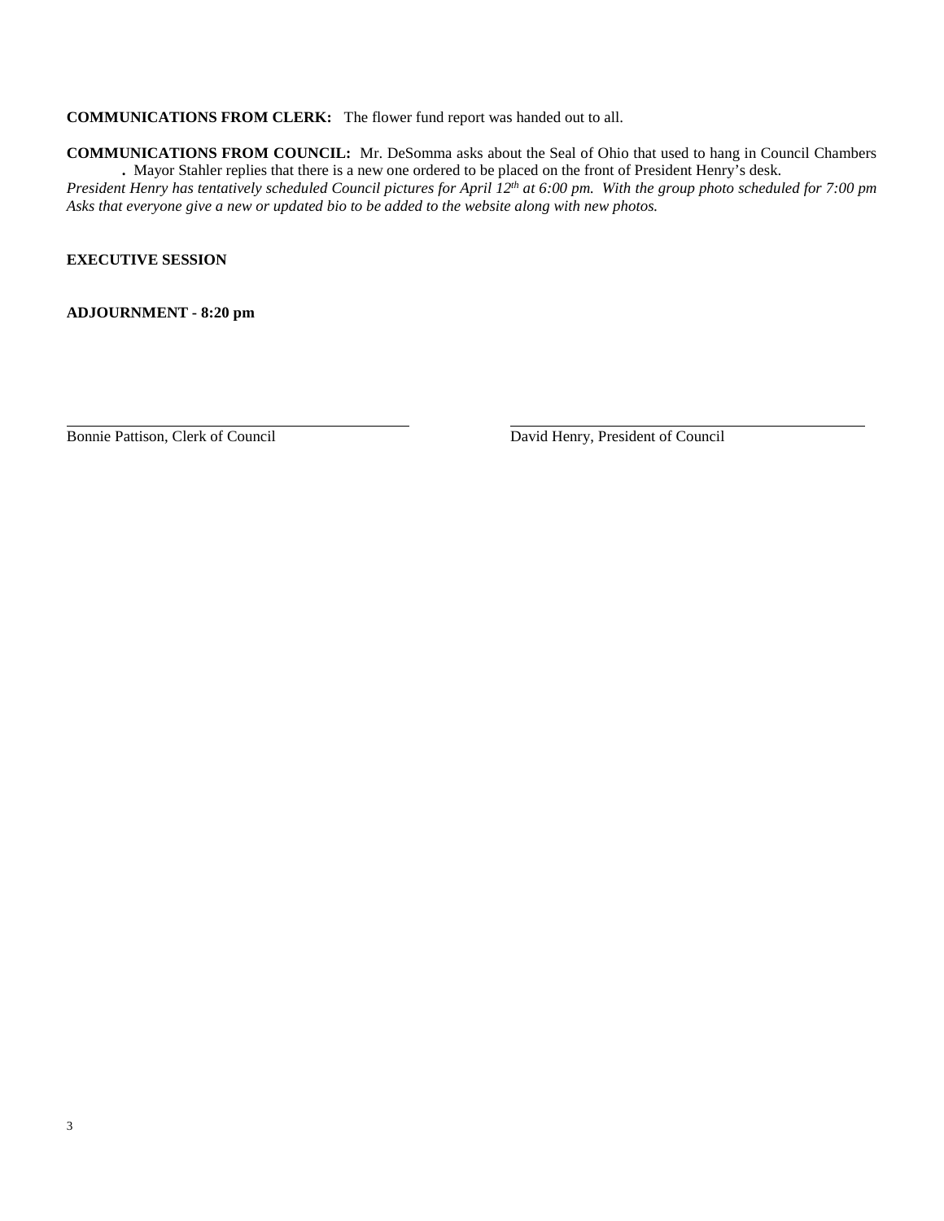**COMMUNICATIONS FROM CLERK:** The flower fund report was handed out to all.

**COMMUNICATIONS FROM COUNCIL:** Mr. DeSomma asks about the Seal of Ohio that used to hang in Council Chambers . Mayor Stahler replies that there is a new one ordered to be placed on the front of President Henry's desk.

*President Henry has tentatively scheduled Council pictures for April 12th at 6:00 pm. With the group photo scheduled for 7:00 pm Asks that everyone give a new or updated bio to be added to the website along with new photos.*

**EXECUTIVE SESSION**

**ADJOURNMENT - 8:20 pm**

Bonnie Pattison, Clerk of Council

David Henry, President of Council